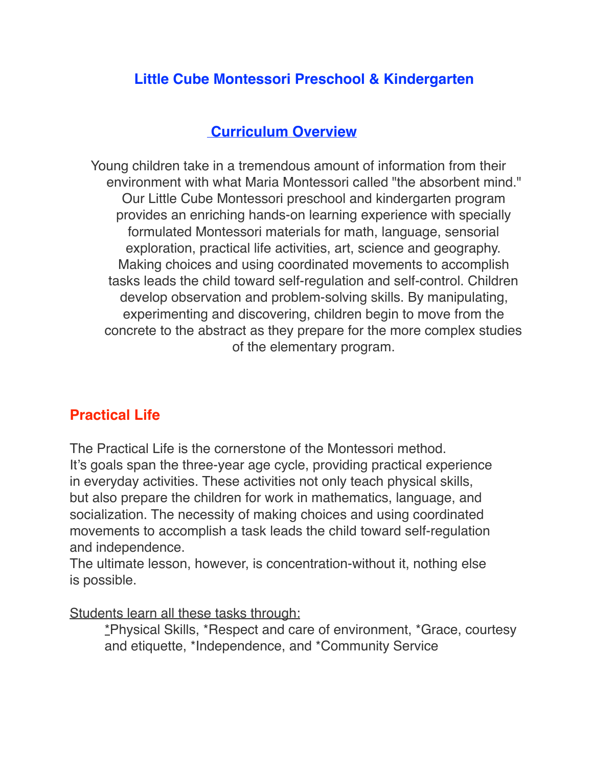# Little Cube Montessori Preschool & Kindergarten

## Curriculum Overview

Young children take in a tremendous amount of information from their environment with what Maria Montessori called "the absorbent mind." Our Little Cube Montessori preschool and kindergarten program provides an enriching hands-on learning experience with specially formulated Montessori materials for math, language, sensorial exploration, practical life activities, art, science and geography. Making choices and using coordinated movements to accomplish tasks leads the child toward self-regulation and self-control. Children develop observation and problem-solving skills. By manipulating, experimenting and discovering, children begin to move from the concrete to the abstract as they prepare for the more complex studies of the elementary program.

### Practical Life

The Practical Life is the cornerstone of the Montessori method. It's goals span the three-year age cycle, providing practical experience in everyday activities. These activities not only teach physical skills, but also prepare the children for work in mathematics, language, and socialization. The necessity of making choices and using coordinated movements to accomplish a task leads the child toward self-regulation and independence.
The ultimate lesson, however, is concentration-without it, nothing else is possible.

Students learn all these tasks through:

*Physical Skills, *Respect and care of environment, *Grace, courtesy and etiquette, *Independence, and *Community Service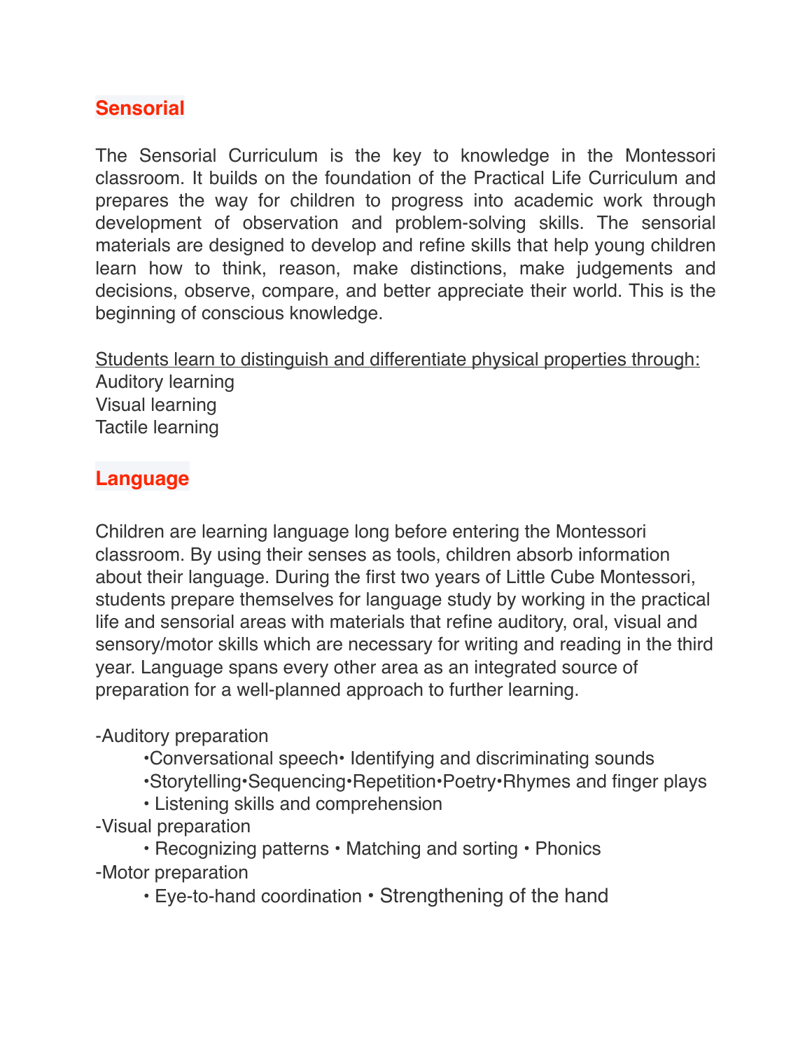## Sensorial

The Sensorial Curriculum is the key to knowledge in the Montessori classroom. It builds on the foundation of the Practical Life Curriculum and prepares the way for children to progress into academic work through development of observation and problem-solving skills. The sensorial materials are designed to develop and refine skills that help young children learn how to think, reason, make distinctions, make judgements and decisions, observe, compare, and better appreciate their world. This is the beginning of conscious knowledge.

<u>Students learn to distinguish and differentiate physical properties through:</u>

Auditory learning
Visual learning
Tactile learning

## Language

Children are learning language long before entering the Montessori classroom. By using their senses as tools, children absorb information about their language. During the first two years of Little Cube Montessori, students prepare themselves for language study by working in the practical life and sensorial areas with materials that refine auditory, oral, visual and sensory/motor skills which are necessary for writing and reading in the third year. Language spans every other area as an integrated source of preparation for a well-planned approach to further learning.

-Auditory preparation

- •Conversational speech• Identifying and discriminating sounds
- •Storytelling•Sequencing•Repetition•Poetry•Rhymes and finger plays
- • Listening skills and comprehension

-Visual preparation

- • Recognizing patterns • Matching and sorting • Phonics

-Motor preparation

- • Eye-to-hand coordination • Strengthening of the hand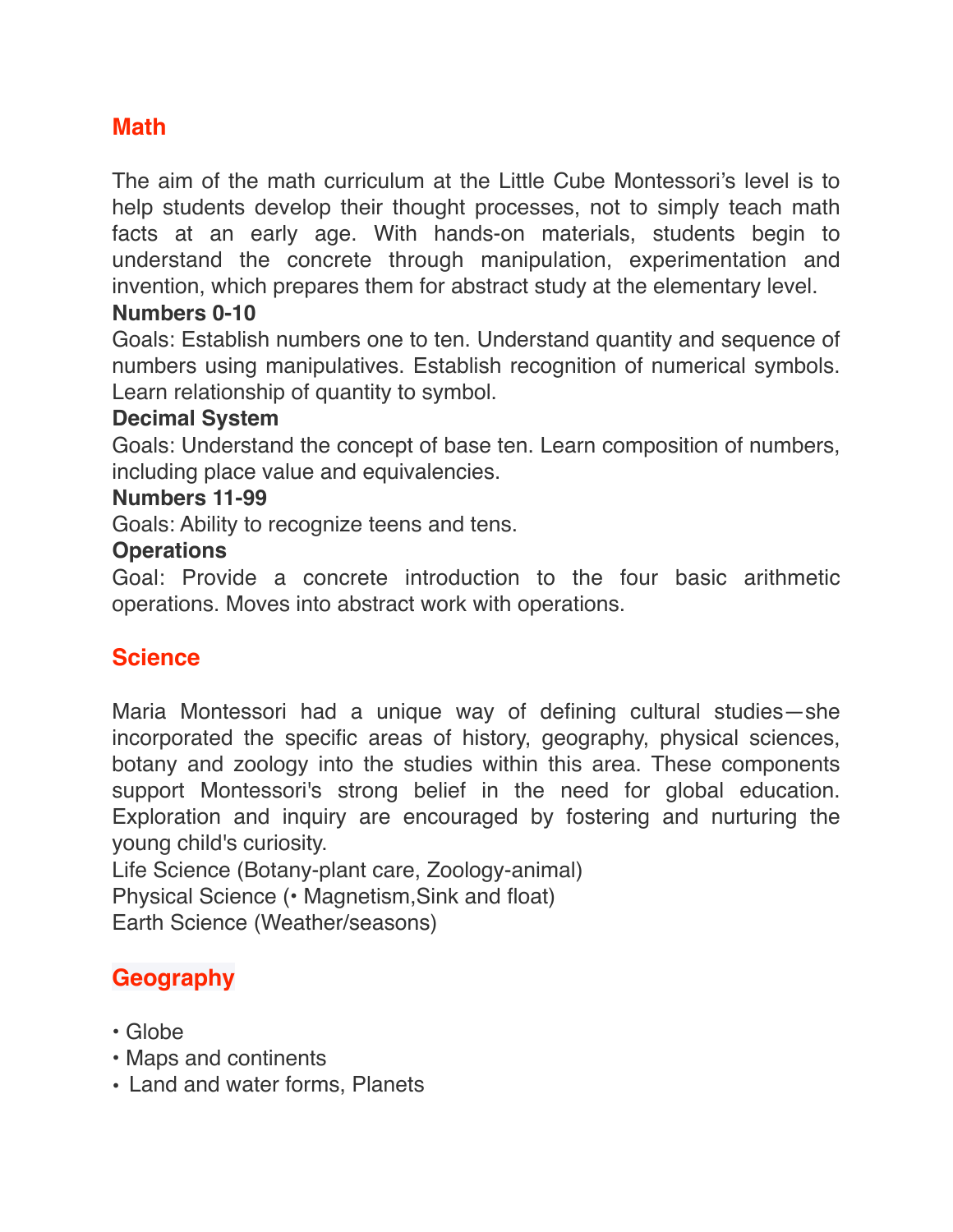## Math

The aim of the math curriculum at the Little Cube Montessori's level is to help students develop their thought processes, not to simply teach math facts at an early age. With hands-on materials, students begin to understand the concrete through manipulation, experimentation and invention, which prepares them for abstract study at the elementary level.

**Numbers 0-10**

Goals: Establish numbers one to ten. Understand quantity and sequence of numbers using manipulatives. Establish recognition of numerical symbols. Learn relationship of quantity to symbol.

**Decimal System**

Goals: Understand the concept of base ten. Learn composition of numbers, including place value and equivalencies.

**Numbers 11-99**

Goals: Ability to recognize teens and tens.

**Operations**

Goal: Provide a concrete introduction to the four basic arithmetic operations. Moves into abstract work with operations.

## Science

Maria Montessori had a unique way of defining cultural studies—she incorporated the specific areas of history, geography, physical sciences, botany and zoology into the studies within this area. These components support Montessori's strong belief in the need for global education. Exploration and inquiry are encouraged by fostering and nurturing the young child's curiosity.

Life Science (Botany-plant care, Zoology-animal)
Physical Science (• Magnetism,Sink and float)
Earth Science (Weather/seasons)

## Geography

- Globe
- Maps and continents
- Land and water forms, Planets